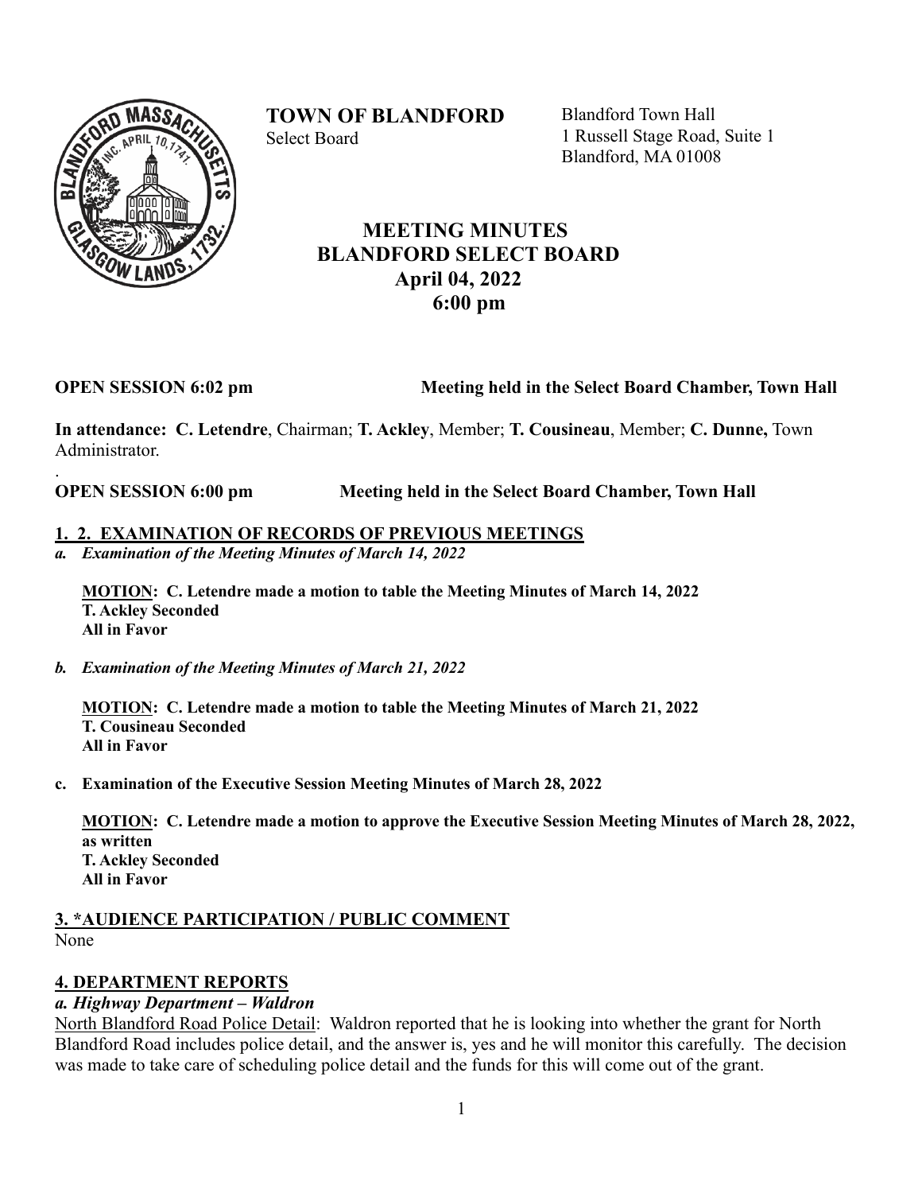**TOWN OF BLANDFORD**
Select Board

Blandford Town Hall
1 Russell Stage Road, Suite 1
Blandford, MA 01008

# MEETING MINUTES
# BLANDFORD SELECT BOARD
## April 04, 2022
## 6:00 pm

**OPEN SESSION 6:02 pm** **Meeting held in the Select Board Chamber, Town Hall**

**In attendance: C. Letendre**, Chairman; **T. Ackley**, Member; **T. Cousineau**, Member; **C. Dunne,** Town Administrator.

.
**OPEN SESSION 6:00 pm** **Meeting held in the Select Board Chamber, Town Hall**

### 1. 2. EXAMINATION OF RECORDS OF PREVIOUS MEETINGS

*a. **Examination of the Meeting Minutes of March 14, 2022***

**MOTION: C. Letendre made a motion to table the Meeting Minutes of March 14, 2022**
**T. Ackley Seconded**
**All in Favor**

*b. **Examination of the Meeting Minutes of March 21, 2022***

**MOTION: C. Letendre made a motion to table the Meeting Minutes of March 21, 2022**
**T. Cousineau Seconded**
**All in Favor**

**c. Examination of the Executive Session Meeting Minutes of March 28, 2022**

**MOTION: C. Letendre made a motion to approve the Executive Session Meeting Minutes of March 28, 2022, as written**
**T. Ackley Seconded**
**All in Favor**

### 3. *AUDIENCE PARTICIPATION / PUBLIC COMMENT

None

### 4. DEPARTMENT REPORTS

***a. Highway Department – Waldron***

North Blandford Road Police Detail: Waldron reported that he is looking into whether the grant for North Blandford Road includes police detail, and the answer is, yes and he will monitor this carefully. The decision was made to take care of scheduling police detail and the funds for this will come out of the grant.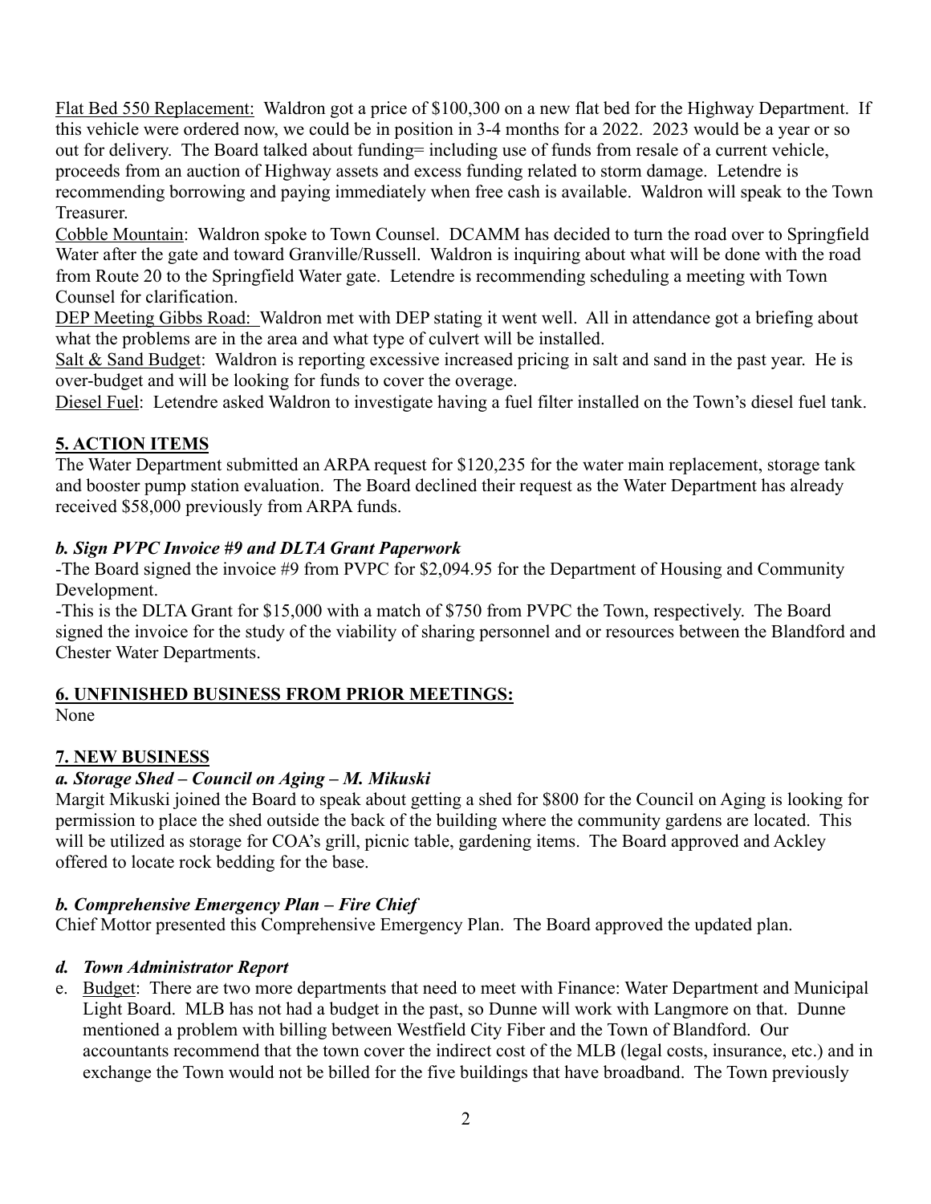Flat Bed 550 Replacement: Waldron got a price of $100,300 on a new flat bed for the Highway Department. If this vehicle were ordered now, we could be in position in 3-4 months for a 2022. 2023 would be a year or so out for delivery. The Board talked about funding= including use of funds from resale of a current vehicle, proceeds from an auction of Highway assets and excess funding related to storm damage. Letendre is recommending borrowing and paying immediately when free cash is available. Waldron will speak to the Town Treasurer.

Cobble Mountain: Waldron spoke to Town Counsel. DCAMM has decided to turn the road over to Springfield Water after the gate and toward Granville/Russell. Waldron is inquiring about what will be done with the road from Route 20 to the Springfield Water gate. Letendre is recommending scheduling a meeting with Town Counsel for clarification.

DEP Meeting Gibbs Road: Waldron met with DEP stating it went well. All in attendance got a briefing about what the problems are in the area and what type of culvert will be installed.

Salt & Sand Budget: Waldron is reporting excessive increased pricing in salt and sand in the past year. He is over-budget and will be looking for funds to cover the overage.

Diesel Fuel: Letendre asked Waldron to investigate having a fuel filter installed on the Town's diesel fuel tank.

## 5. ACTION ITEMS

The Water Department submitted an ARPA request for $120,235 for the water main replacement, storage tank and booster pump station evaluation. The Board declined their request as the Water Department has already received $58,000 previously from ARPA funds.

### *b. Sign PVPC Invoice #9 and DLTA Grant Paperwork*

-The Board signed the invoice #9 from PVPC for $2,094.95 for the Department of Housing and Community Development.

-This is the DLTA Grant for $15,000 with a match of $750 from PVPC the Town, respectively. The Board signed the invoice for the study of the viability of sharing personnel and or resources between the Blandford and Chester Water Departments.

## 6. UNFINISHED BUSINESS FROM PRIOR MEETINGS:

None

## 7. NEW BUSINESS

### *a. Storage Shed – Council on Aging – M. Mikuski*

Margit Mikuski joined the Board to speak about getting a shed for $800 for the Council on Aging is looking for permission to place the shed outside the back of the building where the community gardens are located. This will be utilized as storage for COA's grill, picnic table, gardening items. The Board approved and Ackley offered to locate rock bedding for the base.

### *b. Comprehensive Emergency Plan – Fire Chief*

Chief Mottor presented this Comprehensive Emergency Plan. The Board approved the updated plan.

### *d. Town Administrator Report*

e. Budget: There are two more departments that need to meet with Finance: Water Department and Municipal Light Board. MLB has not had a budget in the past, so Dunne will work with Langmore on that. Dunne mentioned a problem with billing between Westfield City Fiber and the Town of Blandford. Our accountants recommend that the town cover the indirect cost of the MLB (legal costs, insurance, etc.) and in exchange the Town would not be billed for the five buildings that have broadband. The Town previously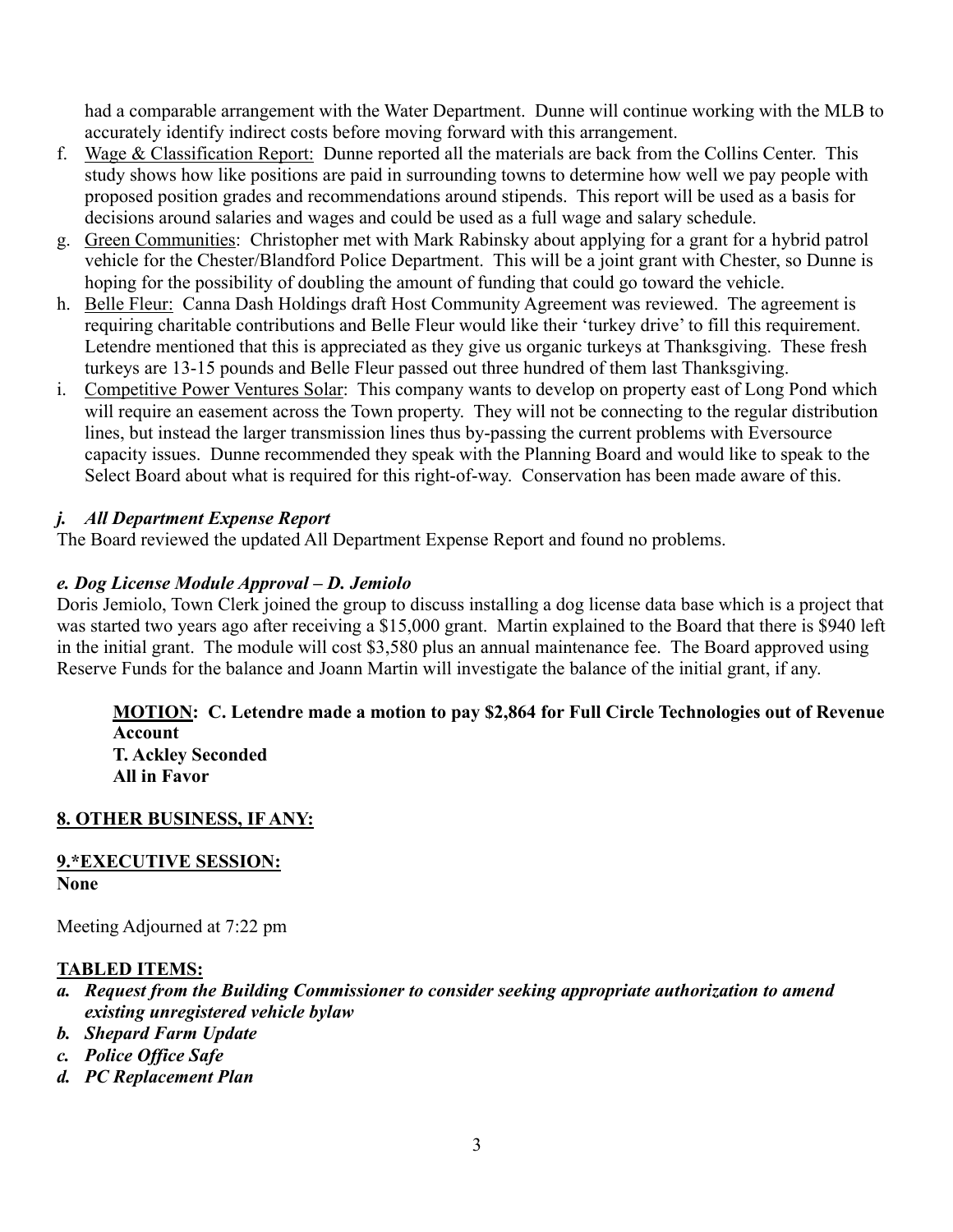had a comparable arrangement with the Water Department. Dunne will continue working with the MLB to accurately identify indirect costs before moving forward with this arrangement.

f. Wage & Classification Report: Dunne reported all the materials are back from the Collins Center. This study shows how like positions are paid in surrounding towns to determine how well we pay people with proposed position grades and recommendations around stipends. This report will be used as a basis for decisions around salaries and wages and could be used as a full wage and salary schedule.
g. Green Communities: Christopher met with Mark Rabinsky about applying for a grant for a hybrid patrol vehicle for the Chester/Blandford Police Department. This will be a joint grant with Chester, so Dunne is hoping for the possibility of doubling the amount of funding that could go toward the vehicle.
h. Belle Fleur: Canna Dash Holdings draft Host Community Agreement was reviewed. The agreement is requiring charitable contributions and Belle Fleur would like their 'turkey drive' to fill this requirement. Letendre mentioned that this is appreciated as they give us organic turkeys at Thanksgiving. These fresh turkeys are 13-15 pounds and Belle Fleur passed out three hundred of them last Thanksgiving.
i. Competitive Power Ventures Solar: This company wants to develop on property east of Long Pond which will require an easement across the Town property. They will not be connecting to the regular distribution lines, but instead the larger transmission lines thus by-passing the current problems with Eversource capacity issues. Dunne recommended they speak with the Planning Board and would like to speak to the Select Board about what is required for this right-of-way. Conservation has been made aware of this.

### *j. All Department Expense Report*

The Board reviewed the updated All Department Expense Report and found no problems.

### *e. Dog License Module Approval – D. Jemiolo*

Doris Jemiolo, Town Clerk joined the group to discuss installing a dog license data base which is a project that was started two years ago after receiving a $15,000 grant. Martin explained to the Board that there is $940 left in the initial grant. The module will cost $3,580 plus an annual maintenance fee. The Board approved using Reserve Funds for the balance and Joann Martin will investigate the balance of the initial grant, if any.

> **MOTION: C. Letendre made a motion to pay $2,864 for Full Circle Technologies out of Revenue Account**
> **T. Ackley Seconded**
> **All in Favor**

## 8. OTHER BUSINESS, IF ANY:

## 9.*EXECUTIVE SESSION:

**None**

Meeting Adjourned at 7:22 pm

## TABLED ITEMS:

*a.* ***Request from the Building Commissioner to consider seeking appropriate authorization to amend existing unregistered vehicle bylaw***
*b.* ***Shepard Farm Update***
*c.* ***Police Office Safe***
*d.* ***PC Replacement Plan***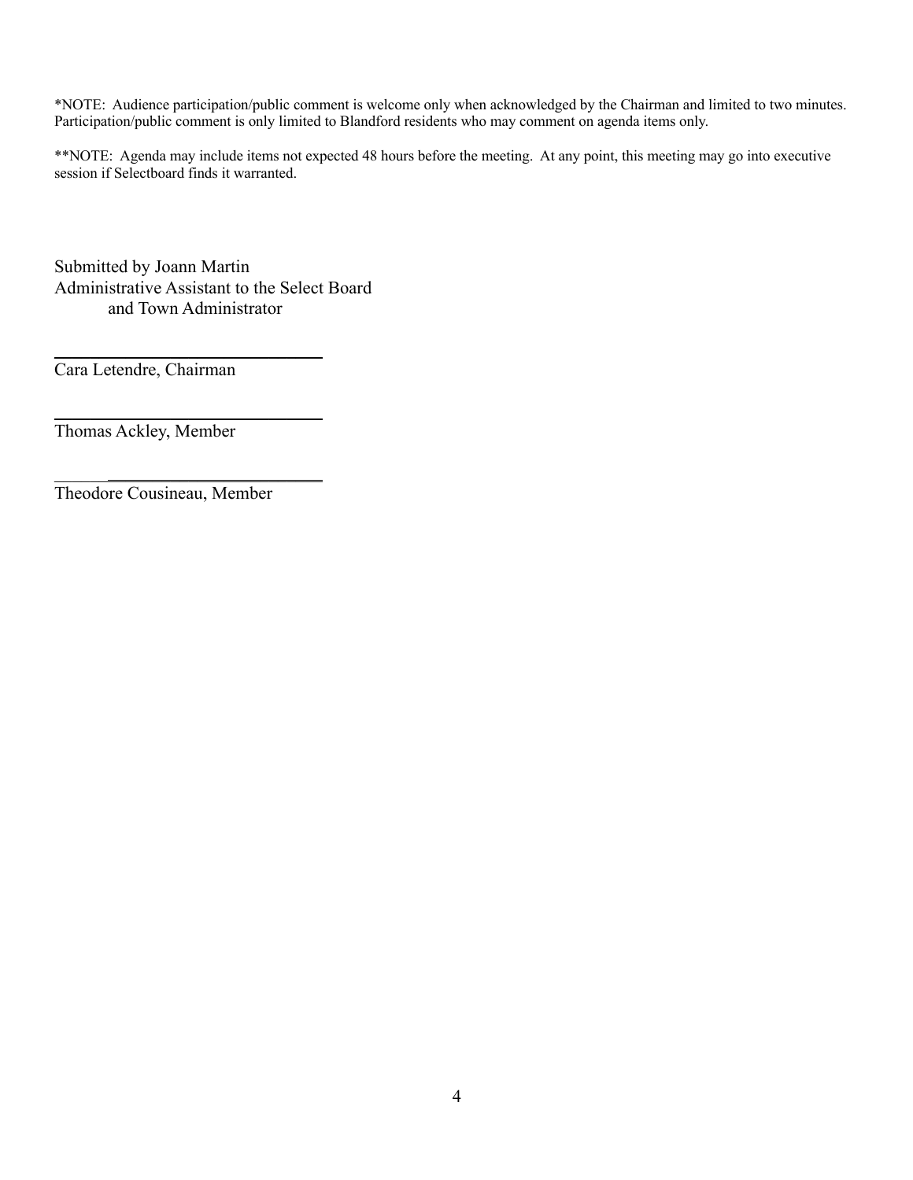*NOTE: Audience participation/public comment is welcome only when acknowledged by the Chairman and limited to two minutes. Participation/public comment is only limited to Blandford residents who may comment on agenda items only.

**NOTE: Agenda may include items not expected 48 hours before the meeting. At any point, this meeting may go into executive session if Selectboard finds it warranted.

Submitted by Joann Martin
Administrative Assistant to the Select Board
and Town Administrator

______________________________
Cara Letendre, Chairman

______________________________
Thomas Ackley, Member

______________________________
Theodore Cousineau, Member